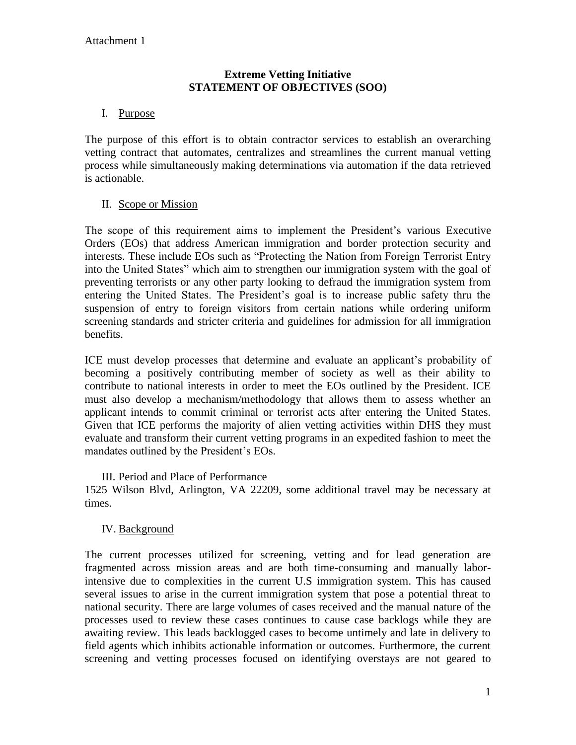Attachment 1

# Extreme Vetting Initiative
# STATEMENT OF OBJECTIVES (SOO)

## I. Purpose

The purpose of this effort is to obtain contractor services to establish an overarching vetting contract that automates, centralizes and streamlines the current manual vetting process while simultaneously making determinations via automation if the data retrieved is actionable.

## II. Scope or Mission

The scope of this requirement aims to implement the President's various Executive Orders (EOs) that address American immigration and border protection security and interests. These include EOs such as "Protecting the Nation from Foreign Terrorist Entry into the United States" which aim to strengthen our immigration system with the goal of preventing terrorists or any other party looking to defraud the immigration system from entering the United States. The President's goal is to increase public safety thru the suspension of entry to foreign visitors from certain nations while ordering uniform screening standards and stricter criteria and guidelines for admission for all immigration benefits.

ICE must develop processes that determine and evaluate an applicant's probability of becoming a positively contributing member of society as well as their ability to contribute to national interests in order to meet the EOs outlined by the President. ICE must also develop a mechanism/methodology that allows them to assess whether an applicant intends to commit criminal or terrorist acts after entering the United States. Given that ICE performs the majority of alien vetting activities within DHS they must evaluate and transform their current vetting programs in an expedited fashion to meet the mandates outlined by the President's EOs.

## III. Period and Place of Performance

1525 Wilson Blvd, Arlington, VA 22209, some additional travel may be necessary at times.

## IV. Background

The current processes utilized for screening, vetting and for lead generation are fragmented across mission areas and are both time-consuming and manually labor-intensive due to complexities in the current U.S immigration system. This has caused several issues to arise in the current immigration system that pose a potential threat to national security. There are large volumes of cases received and the manual nature of the processes used to review these cases continues to cause case backlogs while they are awaiting review. This leads backlogged cases to become untimely and late in delivery to field agents which inhibits actionable information or outcomes. Furthermore, the current screening and vetting processes focused on identifying overstays are not geared to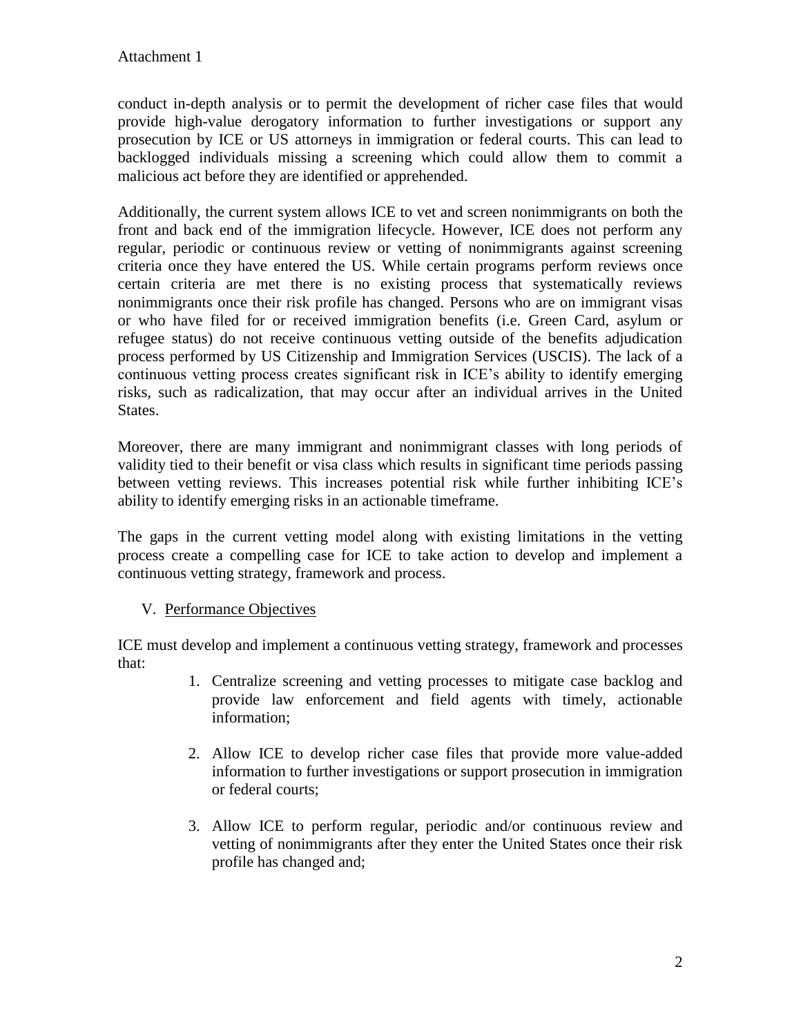Attachment 1

conduct in-depth analysis or to permit the development of richer case files that would provide high-value derogatory information to further investigations or support any prosecution by ICE or US attorneys in immigration or federal courts. This can lead to backlogged individuals missing a screening which could allow them to commit a malicious act before they are identified or apprehended.

Additionally, the current system allows ICE to vet and screen nonimmigrants on both the front and back end of the immigration lifecycle. However, ICE does not perform any regular, periodic or continuous review or vetting of nonimmigrants against screening criteria once they have entered the US. While certain programs perform reviews once certain criteria are met there is no existing process that systematically reviews nonimmigrants once their risk profile has changed. Persons who are on immigrant visas or who have filed for or received immigration benefits (i.e. Green Card, asylum or refugee status) do not receive continuous vetting outside of the benefits adjudication process performed by US Citizenship and Immigration Services (USCIS). The lack of a continuous vetting process creates significant risk in ICE's ability to identify emerging risks, such as radicalization, that may occur after an individual arrives in the United States.

Moreover, there are many immigrant and nonimmigrant classes with long periods of validity tied to their benefit or visa class which results in significant time periods passing between vetting reviews. This increases potential risk while further inhibiting ICE's ability to identify emerging risks in an actionable timeframe.

The gaps in the current vetting model along with existing limitations in the vetting process create a compelling case for ICE to take action to develop and implement a continuous vetting strategy, framework and process.

## V. Performance Objectives

ICE must develop and implement a continuous vetting strategy, framework and processes that:

1. Centralize screening and vetting processes to mitigate case backlog and provide law enforcement and field agents with timely, actionable information;

2. Allow ICE to develop richer case files that provide more value-added information to further investigations or support prosecution in immigration or federal courts;

3. Allow ICE to perform regular, periodic and/or continuous review and vetting of nonimmigrants after they enter the United States once their risk profile has changed and;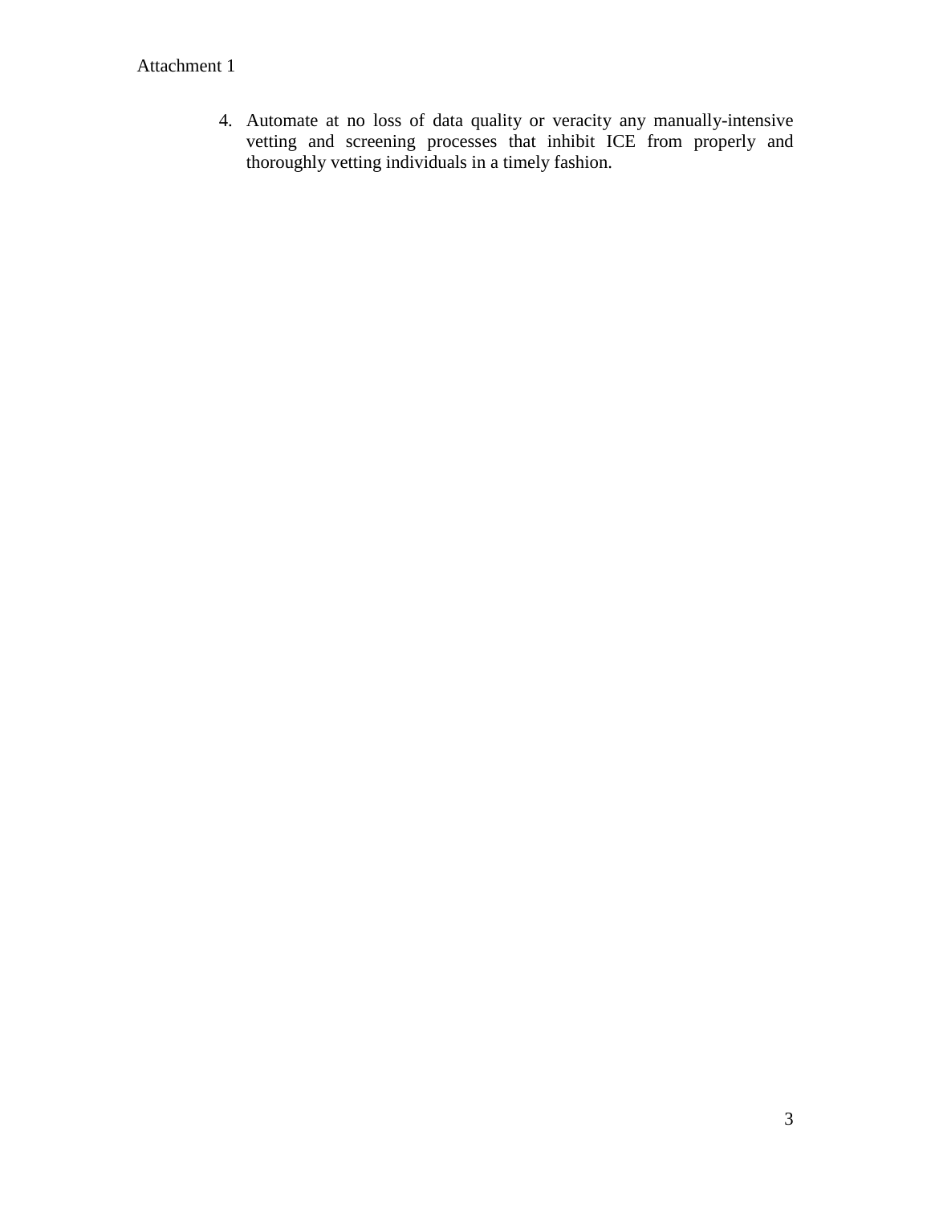4. Automate at no loss of data quality or veracity any manually-intensive vetting and screening processes that inhibit ICE from properly and thoroughly vetting individuals in a timely fashion.